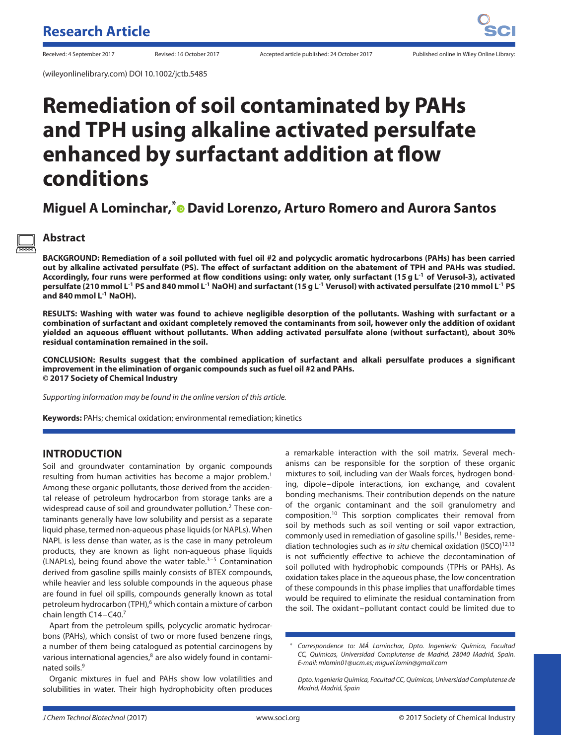Received: 4 September 2017 Revised: 16 October 2017 Accepted article published: 24 October 2017 Published online in Wiley Online Library:

(wileyonlinelibrary.com) DOI 10.1002/jctb.5485

# Remediation of soil contaminated by PAHs and TPH using alkaline activated persulfate enhanced by surfactant addition at flow conditions

**Miguel A Lominchar,* David Lorenzo, Arturo Romero and Aurora Santos**

## Abstract

**BACKGROUND: Remediation of a soil polluted with fuel oil #2 and polycyclic aromatic hydrocarbons (PAHs) has been carried out by alkaline activated persulfate (PS). The effect of surfactant addition on the abatement of TPH and PAHs was studied. Accordingly, four runs were performed at flow conditions using: only water, only surfactant (15 g $L^{-1}$ of Verusol-3), activated persulfate (210 mmol $L^{-1}$ PS and 840 mmol $L^{-1}$ NaOH) and surfactant (15 g $L^{-1}$ Verusol) with activated persulfate (210 mmol $L^{-1}$ PS and 840 mmol $L^{-1}$ NaOH).**

**RESULTS: Washing with water was found to achieve negligible desorption of the pollutants. Washing with surfactant or a combination of surfactant and oxidant completely removed the contaminants from soil, however only the addition of oxidant yielded an aqueous effluent without pollutants. When adding activated persulfate alone (without surfactant), about 30% residual contamination remained in the soil.**

**CONCLUSION: Results suggest that the combined application of surfactant and alkali persulfate produces a significant improvement in the elimination of organic compounds such as fuel oil #2 and PAHs.**
**© 2017 Society of Chemical Industry**

*Supporting information may be found in the online version of this article.*

**Keywords:** PAHs; chemical oxidation; environmental remediation; kinetics

## INTRODUCTION

Soil and groundwater contamination by organic compounds resulting from human activities has become a major problem.[1] Among these organic pollutants, those derived from the accidental release of petroleum hydrocarbon from storage tanks are a widespread cause of soil and groundwater pollution.[2] These contaminants generally have low solubility and persist as a separate liquid phase, termed non-aqueous phase liquids (or NAPLs). When NAPL is less dense than water, as is the case in many petroleum products, they are known as light non-aqueous phase liquids (LNAPLs), being found above the water table.[3–5] Contamination derived from gasoline spills mainly consists of BTEX compounds, while heavier and less soluble compounds in the aqueous phase are found in fuel oil spills, compounds generally known as total petroleum hydrocarbon (TPH),[6] which contain a mixture of carbon chain length C14–C40.[7]

Apart from the petroleum spills, polycyclic aromatic hydrocarbons (PAHs), which consist of two or more fused benzene rings, a number of them being catalogued as potential carcinogens by various international agencies,[8] are also widely found in contaminated soils.[9]

Organic mixtures in fuel and PAHs show low volatilities and solubilities in water. Their high hydrophobicity often produces a remarkable interaction with the soil matrix. Several mechanisms can be responsible for the sorption of these organic mixtures to soil, including van der Waals forces, hydrogen bonding, dipole–dipole interactions, ion exchange, and covalent bonding mechanisms. Their contribution depends on the nature of the organic contaminant and the soil granulometry and composition.[10] This sorption complicates their removal from soil by methods such as soil venting or soil vapor extraction, commonly used in remediation of gasoline spills.[11] Besides, remediation technologies such as *in situ* chemical oxidation (ISCO)[12,13] is not sufficiently effective to achieve the decontamination of soil polluted with hydrophobic compounds (TPHs or PAHs). As oxidation takes place in the aqueous phase, the low concentration of these compounds in this phase implies that unaffordable times would be required to eliminate the residual contamination from the soil. The oxidant–pollutant contact could be limited due to

---

* *Correspondence to: MÁ Lominchar, Dpto. Ingeniería Química, Facultad CC, Químicas, Universidad Complutense de Madrid, 28040 Madrid, Spain. E-mail: mlomin01@ucm.es; miguel.lomin@gmail.com*

*Dpto. Ingeniería Química, Facultad CC, Químicas, Universidad Complutense de Madrid, Madrid, Spain*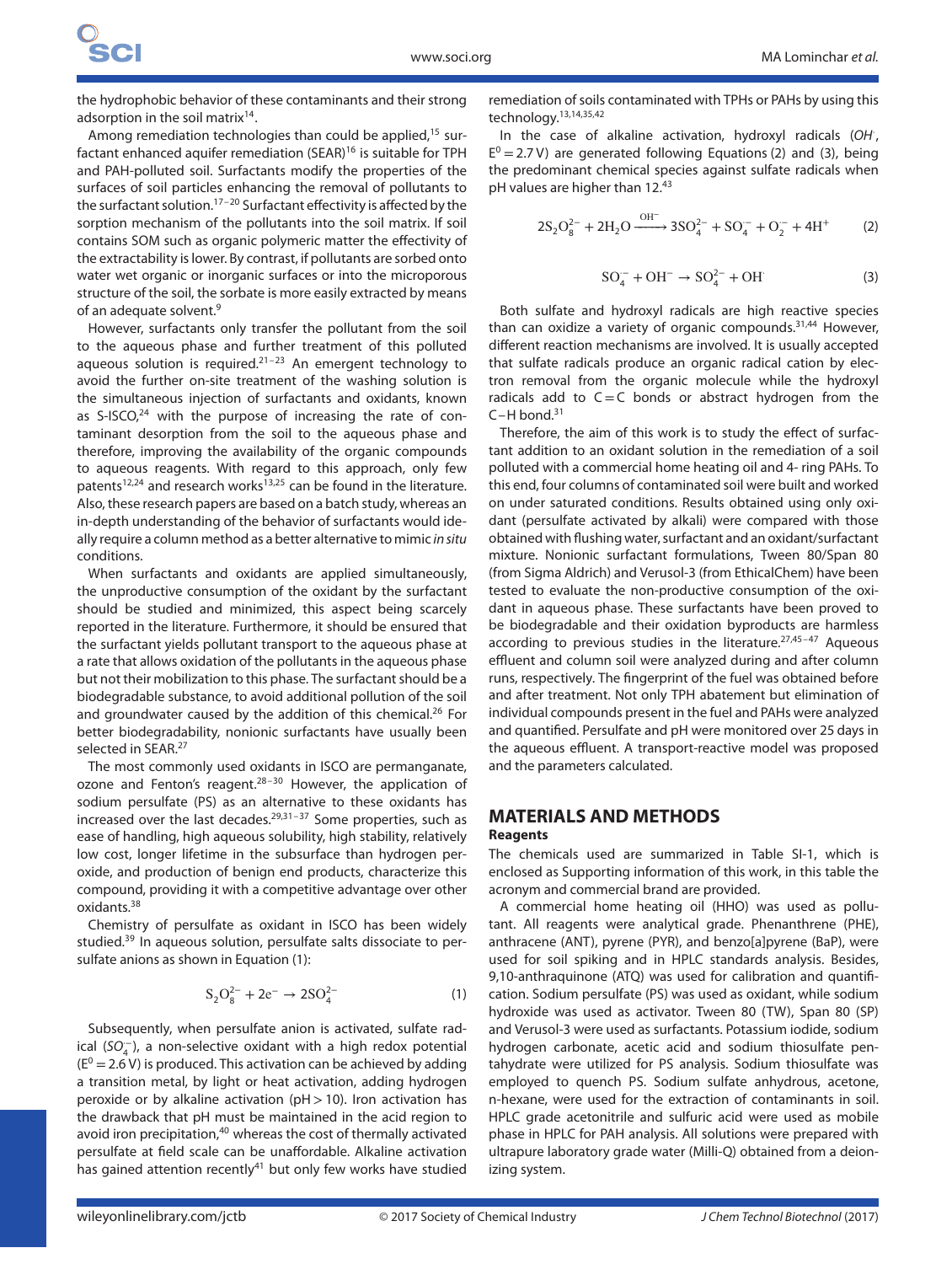the hydrophobic behavior of these contaminants and their strong adsorption in the soil matrix[14].

Among remediation technologies than could be applied,[15] surfactant enhanced aquifer remediation (SEAR)[16] is suitable for TPH and PAH-polluted soil. Surfactants modify the properties of the surfaces of soil particles enhancing the removal of pollutants to the surfactant solution.[17–20] Surfactant effectivity is affected by the sorption mechanism of the pollutants into the soil matrix. If soil contains SOM such as organic polymeric matter the effectivity of the extractability is lower. By contrast, if pollutants are sorbed onto water wet organic or inorganic surfaces or into the microporous structure of the soil, the sorbate is more easily extracted by means of an adequate solvent.[9]

However, surfactants only transfer the pollutant from the soil to the aqueous phase and further treatment of this polluted aqueous solution is required.[21–23] An emergent technology to avoid the further on-site treatment of the washing solution is the simultaneous injection of surfactants and oxidants, known as S-ISCO,[24] with the purpose of increasing the rate of contaminant desorption from the soil to the aqueous phase and therefore, improving the availability of the organic compounds to aqueous reagents. With regard to this approach, only few patents[12,24] and research works[13,25] can be found in the literature. Also, these research papers are based on a batch study, whereas an in-depth understanding of the behavior of surfactants would ideally require a column method as a better alternative to mimic *in situ* conditions.

When surfactants and oxidants are applied simultaneously, the unproductive consumption of the oxidant by the surfactant should be studied and minimized, this aspect being scarcely reported in the literature. Furthermore, it should be ensured that the surfactant yields pollutant transport to the aqueous phase at a rate that allows oxidation of the pollutants in the aqueous phase but not their mobilization to this phase. The surfactant should be a biodegradable substance, to avoid additional pollution of the soil and groundwater caused by the addition of this chemical.[26] For better biodegradability, nonionic surfactants have usually been selected in SEAR.[27]

The most commonly used oxidants in ISCO are permanganate, ozone and Fenton's reagent.[28–30] However, the application of sodium persulfate (PS) as an alternative to these oxidants has increased over the last decades.[29,31–37] Some properties, such as ease of handling, high aqueous solubility, high stability, relatively low cost, longer lifetime in the subsurface than hydrogen peroxide, and production of benign end products, characterize this compound, providing it with a competitive advantage over other oxidants.[38]

Chemistry of persulfate as oxidant in ISCO has been widely studied.[39] In aqueous solution, persulfate salts dissociate to persulfate anions as shown in Equation (1):

$$S_2O_8^{2-} + 2e^- \rightarrow 2SO_4^{2-} \quad (1)$$

Subsequently, when persulfate anion is activated, sulfate radical ($SO_4^{-}$), a non-selective oxidant with a high redox potential ($E^0 = 2.6$ V) is produced. This activation can be achieved by adding a transition metal, by light or heat activation, adding hydrogen peroxide or by alkaline activation (pH > 10). Iron activation has the drawback that pH must be maintained in the acid region to avoid iron precipitation,[40] whereas the cost of thermally activated persulfate at field scale can be unaffordable. Alkaline activation has gained attention recently[41] but only few works have studied remediation of soils contaminated with TPHs or PAHs by using this technology.[13,14,35,42]

In the case of alkaline activation, hydroxyl radicals ($OH^{\cdot}$, $E^0 = 2.7$ V) are generated following Equations (2) and (3), being the predominant chemical species against sulfate radicals when pH values are higher than 12.[43]

$$2S_2O_8^{2-} + 2H_2O \xrightarrow{OH^-} 3SO_4^{2-} + SO_4^{-} + O_2^{-} + 4H^+ \quad (2)$$

$$SO_4^{-} + OH^- \rightarrow SO_4^{2-} + OH^{\cdot} \quad (3)$$

Both sulfate and hydroxyl radicals are high reactive species than can oxidize a variety of organic compounds.[31,44] However, different reaction mechanisms are involved. It is usually accepted that sulfate radicals produce an organic radical cation by electron removal from the organic molecule while the hydroxyl radicals add to C=C bonds or abstract hydrogen from the C–H bond.[31]

Therefore, the aim of this work is to study the effect of surfactant addition to an oxidant solution in the remediation of a soil polluted with a commercial home heating oil and 4- ring PAHs. To this end, four columns of contaminated soil were built and worked on under saturated conditions. Results obtained using only oxidant (persulfate activated by alkali) were compared with those obtained with flushing water, surfactant and an oxidant/surfactant mixture. Nonionic surfactant formulations, Tween 80/Span 80 (from Sigma Aldrich) and Verusol-3 (from EthicalChem) have been tested to evaluate the non-productive consumption of the oxidant in aqueous phase. These surfactants have been proved to be biodegradable and their oxidation byproducts are harmless according to previous studies in the literature.[27,45–47] Aqueous effluent and column soil were analyzed during and after column runs, respectively. The fingerprint of the fuel was obtained before and after treatment. Not only TPH abatement but elimination of individual compounds present in the fuel and PAHs were analyzed and quantified. Persulfate and pH were monitored over 25 days in the aqueous effluent. A transport-reactive model was proposed and the parameters calculated.

## MATERIALS AND METHODS

### Reagents

The chemicals used are summarized in Table SI-1, which is enclosed as Supporting information of this work, in this table the acronym and commercial brand are provided.

A commercial home heating oil (HHO) was used as pollutant. All reagents were analytical grade. Phenanthrene (PHE), anthracene (ANT), pyrene (PYR), and benzo[a]pyrene (BaP), were used for soil spiking and in HPLC standards analysis. Besides, 9,10-anthraquinone (ATQ) was used for calibration and quantification. Sodium persulfate (PS) was used as oxidant, while sodium hydroxide was used as activator. Tween 80 (TW), Span 80 (SP) and Verusol-3 were used as surfactants. Potassium iodide, sodium hydrogen carbonate, acetic acid and sodium thiosulfate pentahydrate were utilized for PS analysis. Sodium thiosulfate was employed to quench PS. Sodium sulfate anhydrous, acetone, n-hexane, were used for the extraction of contaminants in soil. HPLC grade acetonitrile and sulfuric acid were used as mobile phase in HPLC for PAH analysis. All solutions were prepared with ultrapure laboratory grade water (Milli-Q) obtained from a deionizing system.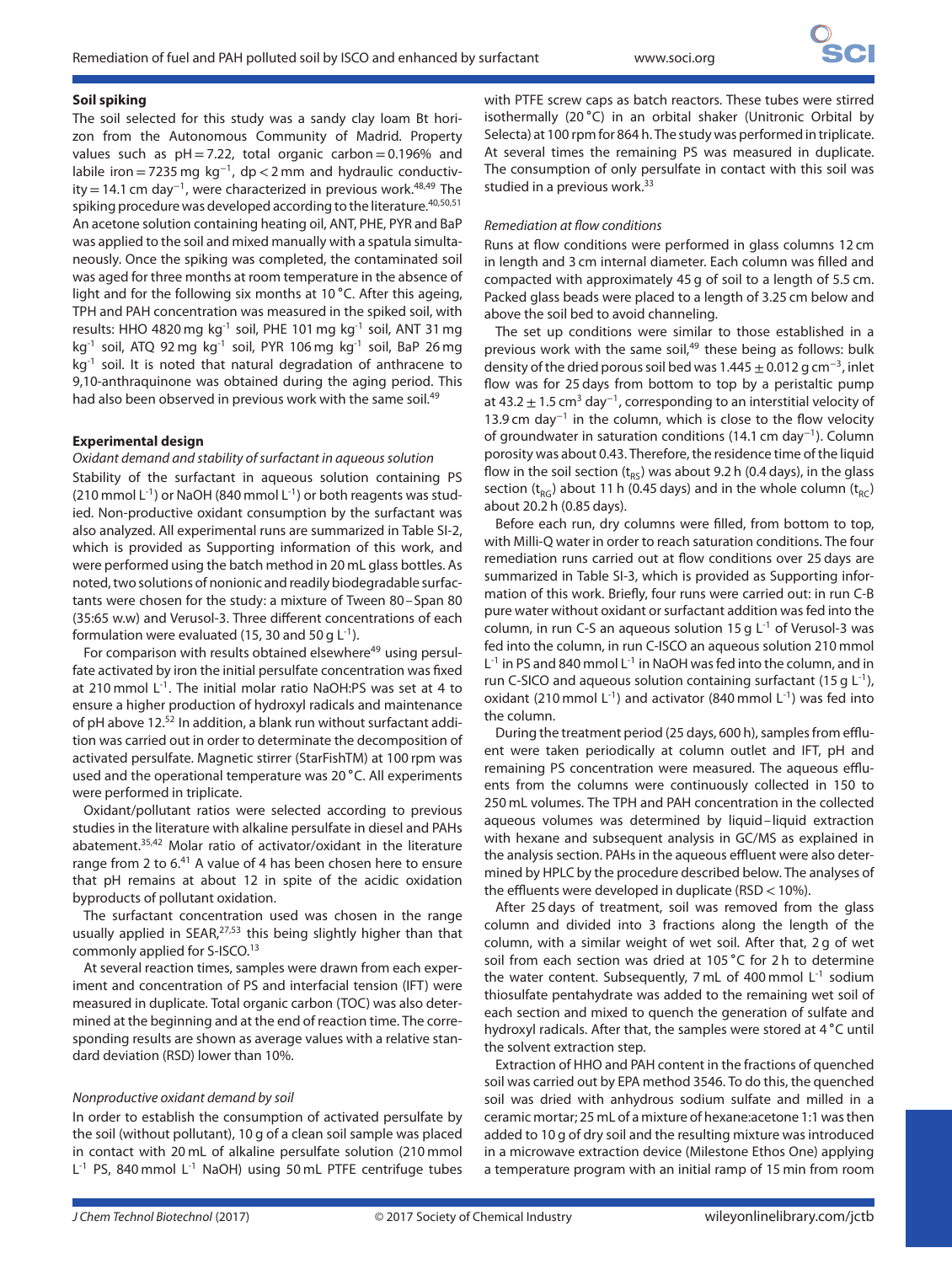### Soil spiking

The soil selected for this study was a sandy clay loam Bt horizon from the Autonomous Community of Madrid. Property values such as pH = 7.22, total organic carbon = 0.196% and labile iron = 7235 mg kg$^{-1}$, dp < 2 mm and hydraulic conductivity = 14.1 cm day$^{-1}$, were characterized in previous work.[48,49] The spiking procedure was developed according to the literature.[40,50,51] An acetone solution containing heating oil, ANT, PHE, PYR and BaP was applied to the soil and mixed manually with a spatula simultaneously. Once the spiking was completed, the contaminated soil was aged for three months at room temperature in the absence of light and for the following six months at 10 °C. After this ageing, TPH and PAH concentration was measured in the spiked soil, with results: HHO 4820 mg kg$^{-1}$ soil, PHE 101 mg kg$^{-1}$ soil, ANT 31 mg kg$^{-1}$ soil, ATQ 92 mg kg$^{-1}$ soil, PYR 106 mg kg$^{-1}$ soil, BaP 26 mg kg$^{-1}$ soil. It is noted that natural degradation of anthracene to 9,10-anthraquinone was obtained during the aging period. This had also been observed in previous work with the same soil.[49]

### Experimental design

*Oxidant demand and stability of surfactant in aqueous solution*

Stability of the surfactant in aqueous solution containing PS (210 mmol L$^{-1}$) or NaOH (840 mmol L$^{-1}$) or both reagents was studied. Non-productive oxidant consumption by the surfactant was also analyzed. All experimental runs are summarized in Table SI-2, which is provided as Supporting information of this work, and were performed using the batch method in 20 mL glass bottles. As noted, two solutions of nonionic and readily biodegradable surfactants were chosen for the study: a mixture of Tween 80 – Span 80 (35:65 w.w) and Verusol-3. Three different concentrations of each formulation were evaluated (15, 30 and 50 g L$^{-1}$).

For comparison with results obtained elsewhere[49] using persulfate activated by iron the initial persulfate concentration was fixed at 210 mmol L$^{-1}$. The initial molar ratio NaOH:PS was set at 4 to ensure a higher production of hydroxyl radicals and maintenance of pH above 12.[52] In addition, a blank run without surfactant addition was carried out in order to determinate the decomposition of activated persulfate. Magnetic stirrer (StarFishTM) at 100 rpm was used and the operational temperature was 20 °C. All experiments were performed in triplicate.

Oxidant/pollutant ratios were selected according to previous studies in the literature with alkaline persulfate in diesel and PAHs abatement.[35,42] Molar ratio of activator/oxidant in the literature range from 2 to 6.[41] A value of 4 has been chosen here to ensure that pH remains at about 12 in spite of the acidic oxidation byproducts of pollutant oxidation.

The surfactant concentration used was chosen in the range usually applied in SEAR,[27,53] this being slightly higher than that commonly applied for S-ISCO.[13]

At several reaction times, samples were drawn from each experiment and concentration of PS and interfacial tension (IFT) were measured in duplicate. Total organic carbon (TOC) was also determined at the beginning and at the end of reaction time. The corresponding results are shown as average values with a relative standard deviation (RSD) lower than 10%.

*Nonproductive oxidant demand by soil*

In order to establish the consumption of activated persulfate by the soil (without pollutant), 10 g of a clean soil sample was placed in contact with 20 mL of alkaline persulfate solution (210 mmol L$^{-1}$ PS, 840 mmol L$^{-1}$ NaOH) using 50 mL PTFE centrifuge tubes with PTFE screw caps as batch reactors. These tubes were stirred isothermally (20 °C) in an orbital shaker (Unitronic Orbital by Selecta) at 100 rpm for 864 h. The study was performed in triplicate. At several times the remaining PS was measured in duplicate. The consumption of only persulfate in contact with this soil was studied in a previous work.[33]

*Remediation at flow conditions*

Runs at flow conditions were performed in glass columns 12 cm in length and 3 cm internal diameter. Each column was filled and compacted with approximately 45 g of soil to a length of 5.5 cm. Packed glass beads were placed to a length of 3.25 cm below and above the soil bed to avoid channeling.

The set up conditions were similar to those established in a previous work with the same soil,[49] these being as follows: bulk density of the dried porous soil bed was 1.445 ± 0.012 g cm$^{-3}$, inlet flow was for 25 days from bottom to top by a peristaltic pump at 43.2 ± 1.5 cm$^3$ day$^{-1}$, corresponding to an interstitial velocity of 13.9 cm day$^{-1}$ in the column, which is close to the flow velocity of groundwater in saturation conditions (14.1 cm day$^{-1}$). Column porosity was about 0.43. Therefore, the residence time of the liquid flow in the soil section ($t_{RS}$) was about 9.2 h (0.4 days), in the glass section ($t_{RG}$) about 11 h (0.45 days) and in the whole column ($t_{RC}$) about 20.2 h (0.85 days).

Before each run, dry columns were filled, from bottom to top, with Milli-Q water in order to reach saturation conditions. The four remediation runs carried out at flow conditions over 25 days are summarized in Table SI-3, which is provided as Supporting information of this work. Briefly, four runs were carried out: in run C-B pure water without oxidant or surfactant addition was fed into the column, in run C-S an aqueous solution 15 g L$^{-1}$ of Verusol-3 was fed into the column, in run C-ISCO an aqueous solution 210 mmol L$^{-1}$ in PS and 840 mmol L$^{-1}$ in NaOH was fed into the column, and in run C-SICO and aqueous solution containing surfactant (15 g L$^{-1}$), oxidant (210 mmol L$^{-1}$) and activator (840 mmol L$^{-1}$) was fed into the column.

During the treatment period (25 days, 600 h), samples from effluent were taken periodically at column outlet and IFT, pH and remaining PS concentration were measured. The aqueous effluents from the columns were continuously collected in 150 to 250 mL volumes. The TPH and PAH concentration in the collected aqueous volumes was determined by liquid–liquid extraction with hexane and subsequent analysis in GC/MS as explained in the analysis section. PAHs in the aqueous effluent were also determined by HPLC by the procedure described below. The analyses of the effluents were developed in duplicate (RSD < 10%).

After 25 days of treatment, soil was removed from the glass column and divided into 3 fractions along the length of the column, with a similar weight of wet soil. After that, 2 g of wet soil from each section was dried at 105 °C for 2 h to determine the water content. Subsequently, 7 mL of 400 mmol L$^{-1}$ sodium thiosulfate pentahydrate was added to the remaining wet soil of each section and mixed to quench the generation of sulfate and hydroxyl radicals. After that, the samples were stored at 4 °C until the solvent extraction step.

Extraction of HHO and PAH content in the fractions of quenched soil was carried out by EPA method 3546. To do this, the quenched soil was dried with anhydrous sodium sulfate and milled in a ceramic mortar; 25 mL of a mixture of hexane:acetone 1:1 was then added to 10 g of dry soil and the resulting mixture was introduced in a microwave extraction device (Milestone Ethos One) applying a temperature program with an initial ramp of 15 min from room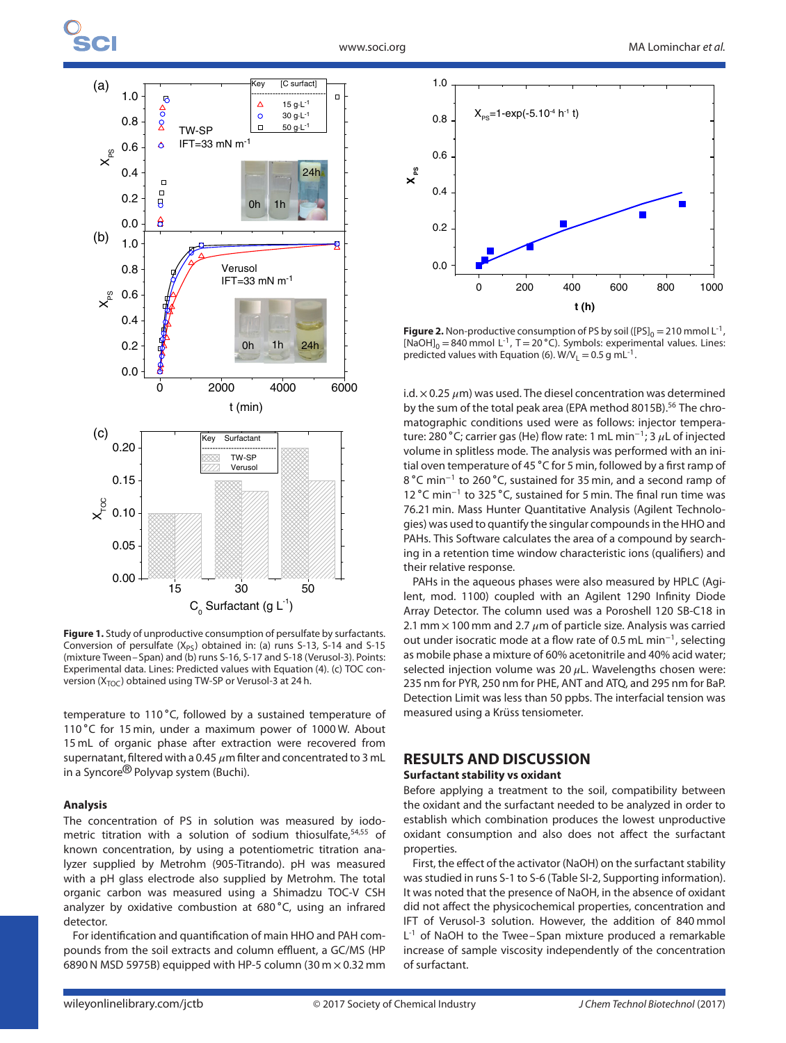**Figure 1.** Study of unproductive consumption of persulfate by surfactants. Conversion of persulfate ($X_{PS}$) obtained in: (a) runs S-13, S-14 and S-15 (mixture Tween–Span) and (b) runs S-16, S-17 and S-18 (Verusol-3). Points: Experimental data. Lines: Predicted values with Equation (4). (c) TOC conversion ($X_{TOC}$) obtained using TW-SP or Verusol-3 at 24 h.

**Figure 2.** Non-productive consumption of PS by soil ($[PS]_0 = 210$ mmol L$^{-1}$, $[NaOH]_0 = 840$ mmol L$^{-1}$, T = 20 °C). Symbols: experimental values. Lines: predicted values with Equation (6). $W/V_L = 0.5$ g mL$^{-1}$.

temperature to 110 °C, followed by a sustained temperature of 110 °C for 15 min, under a maximum power of 1000 W. About 15 mL of organic phase after extraction were recovered from supernatant, filtered with a 0.45 $\mu$m filter and concentrated to 3 mL in a Syncore® Polyvap system (Buchi).

### Analysis

The concentration of PS in solution was measured by iodometric titration with a solution of sodium thiosulfate,[54,55] of known concentration, by using a potentiometric titration analyzer supplied by Metrohm (905-Titrando). pH was measured with a pH glass electrode also supplied by Metrohm. The total organic carbon was measured using a Shimadzu TOC-V CSH analyzer by oxidative combustion at 680 °C, using an infrared detector.

For identification and quantification of main HHO and PAH compounds from the soil extracts and column effluent, a GC/MS (HP 6890 N MSD 5975B) equipped with HP-5 column (30 m × 0.32 mm i.d. × 0.25 $\mu$m) was used. The diesel concentration was determined by the sum of the total peak area (EPA method 8015B).[56] The chromatographic conditions used were as follows: injector temperature: 280 °C; carrier gas (He) flow rate: 1 mL min$^{-1}$; 3 $\mu$L of injected volume in splitless mode. The analysis was performed with an initial oven temperature of 45 °C for 5 min, followed by a first ramp of 8 °C min$^{-1}$ to 260 °C, sustained for 35 min, and a second ramp of 12 °C min$^{-1}$ to 325 °C, sustained for 5 min. The final run time was 76.21 min. Mass Hunter Quantitative Analysis (Agilent Technologies) was used to quantify the singular compounds in the HHO and PAHs. This Software calculates the area of a compound by searching in a retention time window characteristic ions (qualifiers) and their relative response.

PAHs in the aqueous phases were also measured by HPLC (Agilent, mod. 1100) coupled with an Agilent 1290 Infinity Diode Array Detector. The column used was a Poroshell 120 SB-C18 in 2.1 mm × 100 mm and 2.7 $\mu$m of particle size. Analysis was carried out under isocratic mode at a flow rate of 0.5 mL min$^{-1}$, selecting as mobile phase a mixture of 60% acetonitrile and 40% acid water; selected injection volume was 20 $\mu$L. Wavelengths chosen were: 235 nm for PYR, 250 nm for PHE, ANT and ATQ, and 295 nm for BaP. Detection Limit was less than 50 ppbs. The interfacial tension was measured using a Krüss tensiometer.

## RESULTS AND DISCUSSION

### Surfactant stability vs oxidant

Before applying a treatment to the soil, compatibility between the oxidant and the surfactant needed to be analyzed in order to establish which combination produces the lowest unproductive oxidant consumption and also does not affect the surfactant properties.

First, the effect of the activator (NaOH) on the surfactant stability was studied in runs S-1 to S-6 (Table SI-2, Supporting information). It was noted that the presence of NaOH, in the absence of oxidant did not affect the physicochemical properties, concentration and IFT of Verusol-3 solution. However, the addition of 840 mmol L$^{-1}$ of NaOH to the Twee–Span mixture produced a remarkable increase of sample viscosity independently of the concentration of surfactant.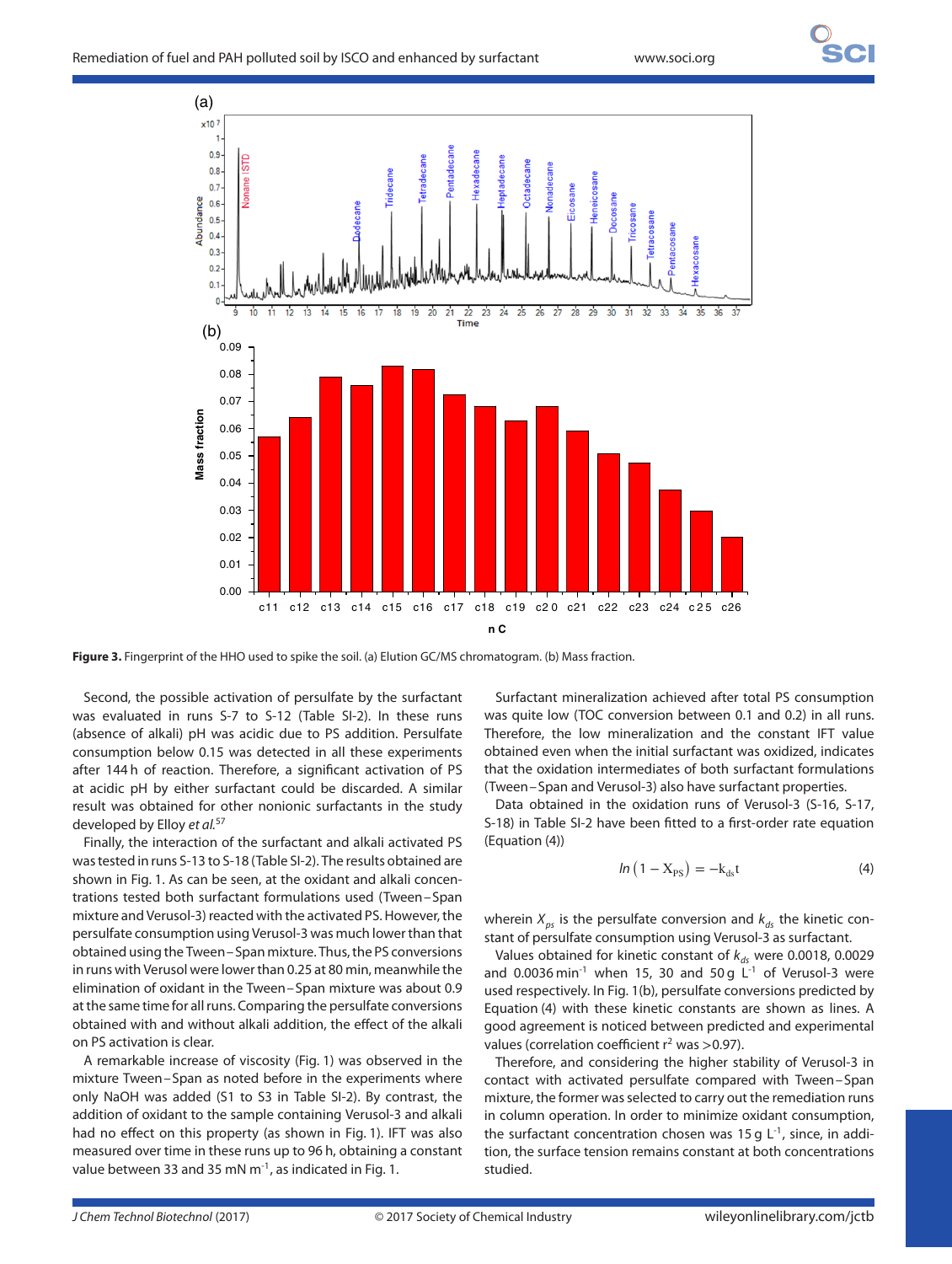**Figure 3.** Fingerprint of the HHO used to spike the soil. (a) Elution GC/MS chromatogram. (b) Mass fraction.

Second, the possible activation of persulfate by the surfactant was evaluated in runs S-7 to S-12 (Table SI-2). In these runs (absence of alkali) pH was acidic due to PS addition. Persulfate consumption below 0.15 was detected in all these experiments after 144 h of reaction. Therefore, a significant activation of PS at acidic pH by either surfactant could be discarded. A similar result was obtained for other nonionic surfactants in the study developed by Elloy *et al.*[57]

Finally, the interaction of the surfactant and alkali activated PS was tested in runs S-13 to S-18 (Table SI-2). The results obtained are shown in Fig. 1. As can be seen, at the oxidant and alkali concentrations tested both surfactant formulations used (Tween–Span mixture and Verusol-3) reacted with the activated PS. However, the persulfate consumption using Verusol-3 was much lower than that obtained using the Tween–Span mixture. Thus, the PS conversions in runs with Verusol were lower than 0.25 at 80 min, meanwhile the elimination of oxidant in the Tween–Span mixture was about 0.9 at the same time for all runs. Comparing the persulfate conversions obtained with and without alkali addition, the effect of the alkali on PS activation is clear.

A remarkable increase of viscosity (Fig. 1) was observed in the mixture Tween–Span as noted before in the experiments where only NaOH was added (S1 to S3 in Table SI-2). By contrast, the addition of oxidant to the sample containing Verusol-3 and alkali had no effect on this property (as shown in Fig. 1). IFT was also measured over time in these runs up to 96 h, obtaining a constant value between 33 and 35 mN m$^{-1}$, as indicated in Fig. 1.

Surfactant mineralization achieved after total PS consumption was quite low (TOC conversion between 0.1 and 0.2) in all runs. Therefore, the low mineralization and the constant IFT value obtained even when the initial surfactant was oxidized, indicates that the oxidation intermediates of both surfactant formulations (Tween–Span and Verusol-3) also have surfactant properties.

Data obtained in the oxidation runs of Verusol-3 (S-16, S-17, S-18) in Table SI-2 have been fitted to a first-order rate equation (Equation (4))

$$ln\left(1 - X_{PS}\right) = -k_{ds}t \tag{4}$$

wherein $X_{ps}$ is the persulfate conversion and $k_{ds}$ the kinetic constant of persulfate consumption using Verusol-3 as surfactant.

Values obtained for kinetic constant of $k_{ds}$ were 0.0018, 0.0029 and 0.0036 min$^{-1}$ when 15, 30 and 50 g L$^{-1}$ of Verusol-3 were used respectively. In Fig. 1(b), persulfate conversions predicted by Equation (4) with these kinetic constants are shown as lines. A good agreement is noticed between predicted and experimental values (correlation coefficient $r^2$ was >0.97).

Therefore, and considering the higher stability of Verusol-3 in contact with activated persulfate compared with Tween–Span mixture, the former was selected to carry out the remediation runs in column operation. In order to minimize oxidant consumption, the surfactant concentration chosen was 15 g L$^{-1}$, since, in addition, the surface tension remains constant at both concentrations studied.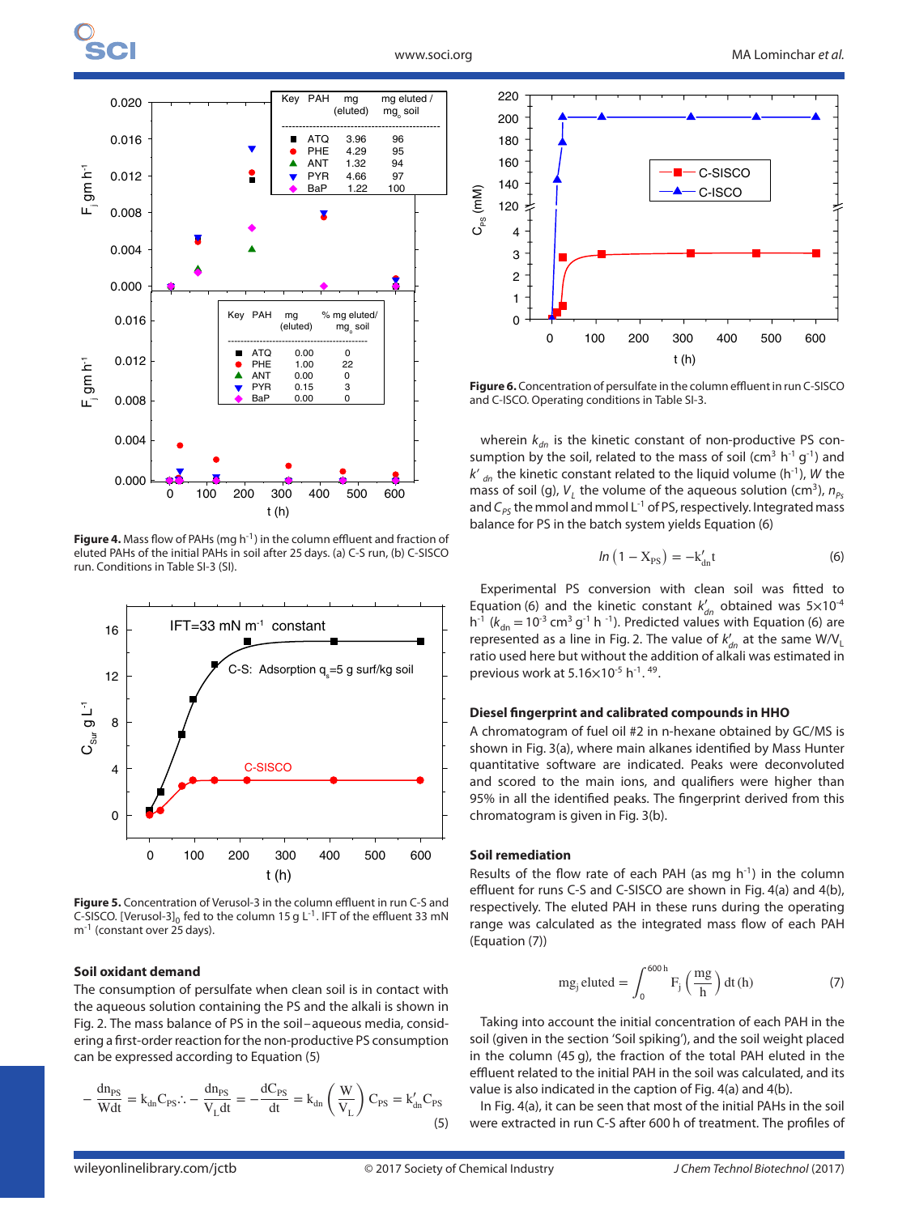**Figure 4.** Mass flow of PAHs (mg $h^{-1}$) in the column effluent and fraction of eluted PAHs of the initial PAHs in soil after 25 days. (a) C-S run, (b) C-SISCO run. Conditions in Table SI-3 (SI).

**Figure 5.** Concentration of Verusol-3 in the column effluent in run C-S and C-SISCO. $[\text{Verusol-3}]_0$ fed to the column 15 g $L^{-1}$. IFT of the effluent 33 mN $m^{-1}$ (constant over 25 days).

### Soil oxidant demand

The consumption of persulfate when clean soil is in contact with the aqueous solution containing the PS and the alkali is shown in Fig. 2. The mass balance of PS in the soil–aqueous media, considering a first-order reaction for the non-productive PS consumption can be expressed according to Equation (5)

$$-\frac{dn_{PS}}{Wdt} = k_{dn} C_{PS} \therefore -\frac{dn_{PS}}{V_L dt} = -\frac{dC_{PS}}{dt} = k_{dn}\left(\frac{W}{V_L}\right) C_{PS} = k'_{dn} C_{PS} \tag{5}$$

**Figure 6.** Concentration of persulfate in the column effluent in run C-SISCO and C-ISCO. Operating conditions in Table SI-3.

wherein $k_{dn}$ is the kinetic constant of non-productive PS consumption by the soil, related to the mass of soil ($cm^3$ $h^{-1}$ $g^{-1}$) and $k'_{dn}$ the kinetic constant related to the liquid volume ($h^{-1}$), $W$ the mass of soil (g), $V_L$ the volume of the aqueous solution ($cm^3$), $n_{PS}$ and $C_{PS}$ the mmol and mmol $L^{-1}$ of PS, respectively. Integrated mass balance for PS in the batch system yields Equation (6)

$$ln\left(1 - X_{PS}\right) = -k'_{dn} t \tag{6}$$

Experimental PS conversion with clean soil was fitted to Equation (6) and the kinetic constant $k'_{dn}$ obtained was $5\times10^{-4}$ $h^{-1}$ ($k_{dn} = 10^{-3}$ $cm^3$ $g^{-1}$ $h^{-1}$). Predicted values with Equation (6) are represented as a line in Fig. 2. The value of $k'_{dn}$ at the same $W/V_L$ ratio used here but without the addition of alkali was estimated in previous work at $5.16\times10^{-5}$ $h^{-1}$.[49]

### Diesel fingerprint and calibrated compounds in HHO

A chromatogram of fuel oil #2 in n-hexane obtained by GC/MS is shown in Fig. 3(a), where main alkanes identified by Mass Hunter quantitative software are indicated. Peaks were deconvoluted and scored to the main ions, and qualifiers were higher than 95% in all the identified peaks. The fingerprint derived from this chromatogram is given in Fig. 3(b).

### Soil remediation

Results of the flow rate of each PAH (as mg $h^{-1}$) in the column effluent for runs C-S and C-SISCO are shown in Fig. 4(a) and 4(b), respectively. The eluted PAH in these runs during the operating range was calculated as the integrated mass flow of each PAH (Equation (7))

$$mg_j\ eluted = \int_0^{600\,h} F_j\left(\frac{mg}{h}\right) dt\,(h) \tag{7}$$

Taking into account the initial concentration of each PAH in the soil (given in the section 'Soil spiking'), and the soil weight placed in the column (45 g), the fraction of the total PAH eluted in the effluent related to the initial PAH in the soil was calculated, and its value is also indicated in the caption of Fig. 4(a) and 4(b).

In Fig. 4(a), it can be seen that most of the initial PAHs in the soil were extracted in run C-S after 600 h of treatment. The profiles of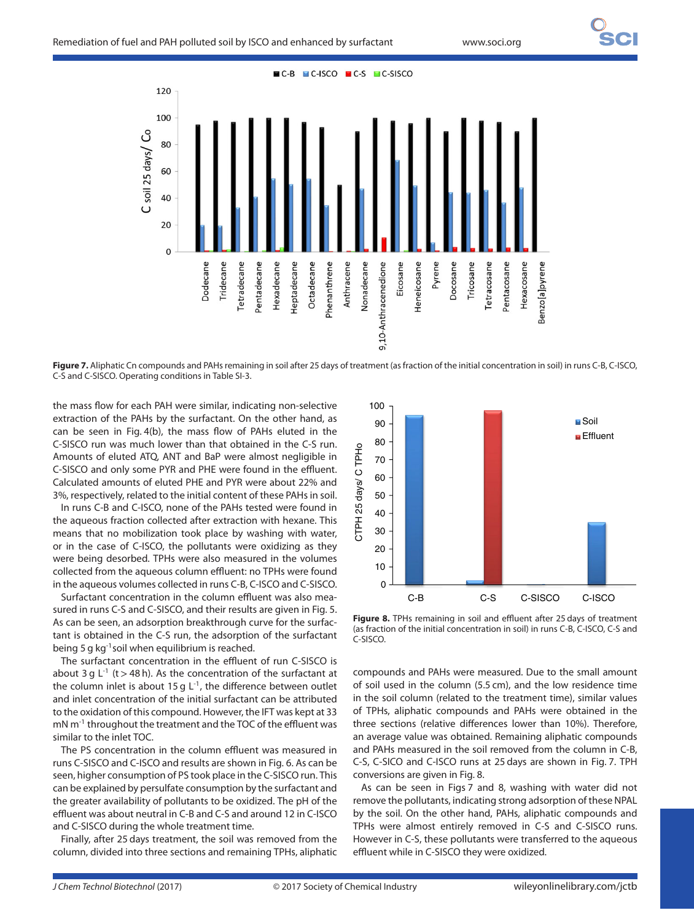**Figure 7.** Aliphatic Cn compounds and PAHs remaining in soil after 25 days of treatment (as fraction of the initial concentration in soil) in runs C-B, C-ISCO, C-S and C-SISCO. Operating conditions in Table SI-3.

the mass flow for each PAH were similar, indicating non-selective extraction of the PAHs by the surfactant. On the other hand, as can be seen in Fig. 4(b), the mass flow of PAHs eluted in the C-SISCO run was much lower than that obtained in the C-S run. Amounts of eluted ATQ, ANT and BaP were almost negligible in C-SISCO and only some PYR and PHE were found in the effluent. Calculated amounts of eluted PHE and PYR were about 22% and 3%, respectively, related to the initial content of these PAHs in soil.

In runs C-B and C-ISCO, none of the PAHs tested were found in the aqueous fraction collected after extraction with hexane. This means that no mobilization took place by washing with water, or in the case of C-ISCO, the pollutants were oxidizing as they were being desorbed. TPHs were also measured in the volumes collected from the aqueous column effluent: no TPHs were found in the aqueous volumes collected in runs C-B, C-ISCO and C-SISCO.

Surfactant concentration in the column effluent was also measured in runs C-S and C-SISCO, and their results are given in Fig. 5. As can be seen, an adsorption breakthrough curve for the surfactant is obtained in the C-S run, the adsorption of the surfactant being 5 g $kg^{-1}$ soil when equilibrium is reached.

The surfactant concentration in the effluent of run C-SISCO is about 3 g $L^{-1}$ ($t > 48$ h). As the concentration of the surfactant at the column inlet is about 15 g $L^{-1}$, the difference between outlet and inlet concentration of the initial surfactant can be attributed to the oxidation of this compound. However, the IFT was kept at 33 mN $m^{-1}$ throughout the treatment and the TOC of the effluent was similar to the inlet TOC.

The PS concentration in the column effluent was measured in runs C-SISCO and C-ISCO and results are shown in Fig. 6. As can be seen, higher consumption of PS took place in the C-SISCO run. This can be explained by persulfate consumption by the surfactant and the greater availability of pollutants to be oxidized. The pH of the effluent was about neutral in C-B and C-S and around 12 in C-ISCO and C-SISCO during the whole treatment time.

Finally, after 25 days treatment, the soil was removed from the column, divided into three sections and remaining TPHs, aliphatic compounds and PAHs were measured. Due to the small amount of soil used in the column (5.5 cm), and the low residence time in the soil column (related to the treatment time), similar values of TPHs, aliphatic compounds and PAHs were obtained in the three sections (relative differences lower than 10%). Therefore, an average value was obtained. Remaining aliphatic compounds and PAHs measured in the soil removed from the column in C-B, C-S, C-SICO and C-ISCO runs at 25 days are shown in Fig. 7. TPH conversions are given in Fig. 8.

**Figure 8.** TPHs remaining in soil and effluent after 25 days of treatment (as fraction of the initial concentration in soil) in runs C-B, C-ISCO, C-S and C-SISCO.

As can be seen in Figs 7 and 8, washing with water did not remove the pollutants, indicating strong adsorption of these NPAL by the soil. On the other hand, PAHs, aliphatic compounds and TPHs were almost entirely removed in C-S and C-SISCO runs. However in C-S, these pollutants were transferred to the aqueous effluent while in C-SISCO they were oxidized.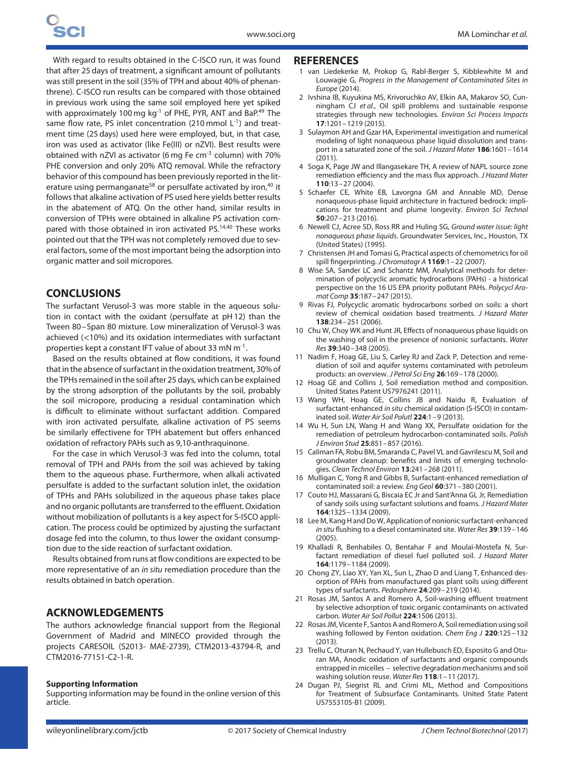With regard to results obtained in the C-ISCO run, it was found that after 25 days of treatment, a significant amount of pollutants was still present in the soil (35% of TPH and about 40% of phenanthrene). C-ISCO run results can be compared with those obtained in previous work using the same soil employed here yet spiked with approximately 100 mg $kg^{-1}$ of PHE, PYR, ANT and BaP.[49] The same flow rate, PS inlet concentration (210 mmol $L^{-1}$) and treatment time (25 days) used here were employed, but, in that case, iron was used as activator (like Fe(III) or nZVI). Best results were obtained with nZVI as activator (6 mg Fe $cm^{-3}$ column) with 70% PHE conversion and only 20% ATQ removal. While the refractory behavior of this compound has been previously reported in the literature using permanganate[58] or persulfate activated by iron,[40] it follows that alkaline activation of PS used here yields better results in the abatement of ATQ. On the other hand, similar results in conversion of TPHs were obtained in alkaline PS activation compared with those obtained in iron activated PS.[14,40] These works pointed out that the TPH was not completely removed due to several factors, some of the most important being the adsorption into organic matter and soil micropores.

## CONCLUSIONS

The surfactant Verusol-3 was more stable in the aqueous solution in contact with the oxidant (persulfate at pH 12) than the Tween 80 – Span 80 mixture. Low mineralization of Verusol-3 was achieved (<10%) and its oxidation intermediates with surfactant properties kept a constant IFT value of about 33 mN $m^{-1}$.

Based on the results obtained at flow conditions, it was found that in the absence of surfactant in the oxidation treatment, 30% of the TPHs remained in the soil after 25 days, which can be explained by the strong adsorption of the pollutants by the soil, probably the soil micropore, producing a residual contamination which is difficult to eliminate without surfactant addition. Compared with iron activated persulfate, alkaline activation of PS seems be similarly effectivene for TPH abatement but offers enhanced oxidation of refractory PAHs such as 9,10-anthraquinone.

For the case in which Verusol-3 was fed into the column, total removal of TPH and PAHs from the soil was achieved by taking them to the aqueous phase. Furthermore, when alkali activated persulfate is added to the surfactant solution inlet, the oxidation of TPHs and PAHs solubilized in the aqueous phase takes place and no organic pollutants are transferred to the effluent. Oxidation without mobilization of pollutants is a key aspect for S-ISCO application. The process could be optimized by ajusting the surfactant dosage fed into the column, to thus lower the oxidant consumption due to the side reaction of surfactant oxidation.

Results obtained from runs at flow conditions are expected to be more representative of an *in situ* remediation procedure than the results obtained in batch operation.

## ACKNOWLEDGEMENTS

The authors acknowledge financial support from the Regional Government of Madrid and MINECO provided through the projects CARESOIL (S2013- MAE-2739), CTM2013-43794-R, and CTM2016-77151-C2-1-R.

### Supporting Information

Supporting information may be found in the online version of this article.

## REFERENCES

1. van Liedekerke M, Prokop G, Rabl-Berger S, Kibblewhite M and Louwagie G, *Progress in the Management of Contaminated Sites in Europe* (2014).
2. Ivshina IB, Kuyukina MS, Krivoruchko AV, Elkin AA, Makarov SO, Cunningham CJ *et al.*, Oil spill problems and sustainable response strategies through new technologies. *Environ Sci Process Impacts* **17**:1201 – 1219 (2015).
3. Sulaymon AH and Gzar HA, Experimental investigation and numerical modeling of light nonaqueous phase liquid dissolution and transport in a saturated zone of the soil. *J Hazard Mater* **186**:1601 – 1614 (2011).
4. Soga K, Page JW and Illangasekare TH, A review of NAPL source zone remediation efficiency and the mass flux approach. *J Hazard Mater* **110**:13 – 27 (2004).
5. Schaefer CE, White EB, Lavorgna GM and Annable MD, Dense nonaqueous-phase liquid architecture in fractured bedrock: implications for treatment and plume longevity. *Environ Sci Technol* **50**:207 – 213 (2016).
6. Newell CJ, Acree SD, Ross RR and Huling SG, *Ground water issue: light nonaqueous phase liquids*. Groundwater Services, Inc., Houston, TX (United States) (1995).
7. Christensen JH and Tomasi G, Practical aspects of chemometrics for oil spill fingerprinting. *J Chromatogr A* **1169**:1 – 22 (2007).
8. Wise SA, Sander LC and Schantz MM, Analytical methods for determination of polycyclic aromatic hydrocarbons (PAHs) - a historical perspective on the 16 US EPA priority pollutant PAHs. *Polycycl Aromat Comp* **35**:187 – 247 (2015).
9. Rivas FJ, Polycyclic aromatic hydrocarbons sorbed on soils: a short review of chemical oxidation based treatments. *J Hazard Mater* **138**:234 – 251 (2006).
10. Chu W, Choy WK and Hunt JR, Effects of nonaqueous phase liquids on the washing of soil in the presence of nonionic surfactants. *Water Res* **39**:340 – 348 (2005).
11. Nadim F, Hoag GE, Liu S, Carley RJ and Zack P, Detection and remediation of soil and aquifer systems contaminated with petroleum products: an overview. *J Petrol Sci Eng* **26**:169 – 178 (2000).
12. Hoag GE and Collins J, Soil remediation method and composition. United States Patent US7976241 (2011).
13. Wang WH, Hoag GE, Collins JB and Naidu R, Evaluation of surfactant-enhanced *in situ* chemical oxidation (S-ISCO) in contaminated soil. *Water Air Soil Polutl* **224**:1 – 9 (2013).
14. Wu H, Sun LN, Wang H and Wang XX, Persulfate oxidation for the remediation of petroleum hydrocarbon-contaminated soils. *Polish J Environ Stud* **25**:851 – 857 (2016).
15. Caliman FA, Robu BM, Smaranda C, Pavel VL and Gavrilescu M, Soil and groundwater cleanup: benefits and limits of emerging technologies. *Clean Technol Environ* **13**:241 – 268 (2011).
16. Mulligan C, Yong R and Gibbs B, Surfactant-enhanced remediation of contaminated soil: a review. *Eng Geol* **60**:371 – 380 (2001).
17. Couto HJ, Massarani G, Biscaia EC Jr and Sant'Anna GL Jr, Remediation of sandy soils using surfactant solutions and foams. *J Hazard Mater* **164**:1325 – 1334 (2009).
18. Lee M, Kang H and Do W, Application of nonionic surfactant-enhanced *in situ* flushing to a diesel contaminated site. *Water Res* **39**:139 – 146 (2005).
19. Khalladi R, Benhabiles O, Bentahar F and Moulai-Mostefa N, Surfactant remediation of diesel fuel polluted soil. *J Hazard Mater* **164**:1179 – 1184 (2009).
20. Chong ZY, Liao XY, Yan XL, Sun L, Zhao D and Liang T, Enhanced desorption of PAHs from manufactured gas plant soils using different types of surfactants. *Pedosphere* **24**:209 – 219 (2014).
21. Rosas JM, Santos A and Romero A, Soil-washing effluent treatment by selective adsorption of toxic organic contaminants on activated carbon. *Water Air Soil Pollut* **224**:1506 (2013).
22. Rosas JM, Vicente F, Santos A and Romero A, Soil remediation using soil washing followed by Fenton oxidation. *Chem Eng J* **220**:125 – 132 (2013).
23. Trellu C, Oturan N, Pechaud Y, van Hullebusch ED, Esposito G and Oturan MA, Anodic oxidation of surfactants and organic compounds entrapped in micelles – selective degradation mechanisms and soil washing solution reuse. *Water Res* **118**:1 – 11 (2017).
24. Dugan PJ, Siegrist RL and Crimi ML, Method and Compositions for Treatment of Subsurface Contaminants. United State Patent US7553105-B1 (2009).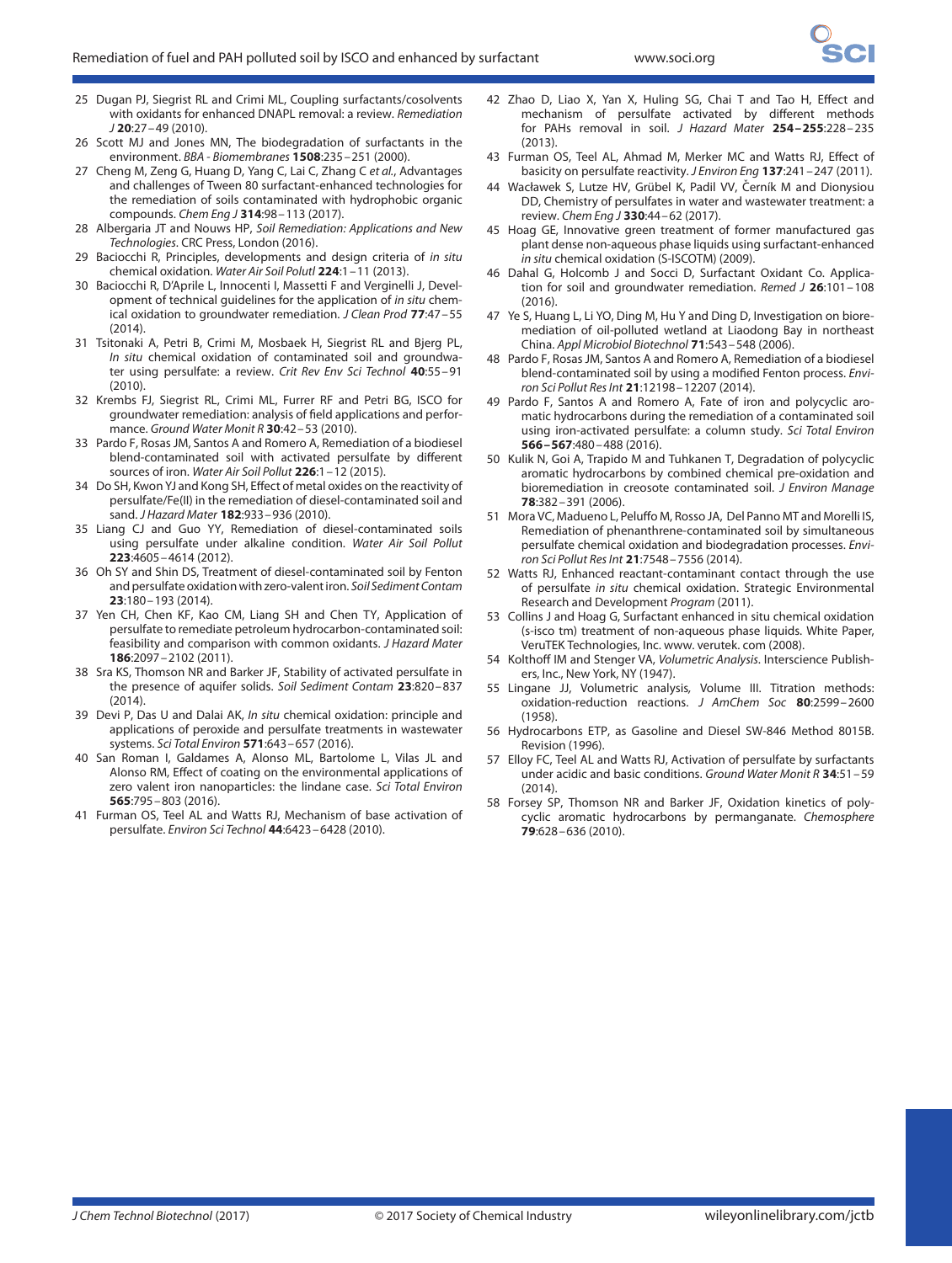25 Dugan PJ, Siegrist RL and Crimi ML, Coupling surfactants/cosolvents with oxidants for enhanced DNAPL removal: a review. *Remediation J* **20**:27–49 (2010).

26 Scott MJ and Jones MN, The biodegradation of surfactants in the environment. *BBA - Biomembranes* **1508**:235–251 (2000).

27 Cheng M, Zeng G, Huang D, Yang C, Lai C, Zhang C *et al.*, Advantages and challenges of Tween 80 surfactant-enhanced technologies for the remediation of soils contaminated with hydrophobic organic compounds. *Chem Eng J* **314**:98–113 (2017).

28 Albergaria JT and Nouws HP, *Soil Remediation: Applications and New Technologies*. CRC Press, London (2016).

29 Baciocchi R, Principles, developments and design criteria of *in situ* chemical oxidation. *Water Air Soil Polutl* **224**:1–11 (2013).

30 Baciocchi R, D'Aprile L, Innocenti I, Massetti F and Verginelli J, Development of technical guidelines for the application of *in situ* chemical oxidation to groundwater remediation. *J Clean Prod* **77**:47–55 (2014).

31 Tsitonaki A, Petri B, Crimi M, Mosbaek H, Siegrist RL and Bjerg PL, *In situ* chemical oxidation of contaminated soil and groundwater using persulfate: a review. *Crit Rev Env Sci Technol* **40**:55–91 (2010).

32 Krembs FJ, Siegrist RL, Crimi ML, Furrer RF and Petri BG, ISCO for groundwater remediation: analysis of field applications and performance. *Ground Water Monit R* **30**:42–53 (2010).

33 Pardo F, Rosas JM, Santos A and Romero A, Remediation of a biodiesel blend-contaminated soil with activated persulfate by different sources of iron. *Water Air Soil Pollut* **226**:1–12 (2015).

34 Do SH, Kwon YJ and Kong SH, Effect of metal oxides on the reactivity of persulfate/Fe(II) in the remediation of diesel-contaminated soil and sand. *J Hazard Mater* **182**:933–936 (2010).

35 Liang CJ and Guo YY, Remediation of diesel-contaminated soils using persulfate under alkaline condition. *Water Air Soil Pollut* **223**:4605–4614 (2012).

36 Oh SY and Shin DS, Treatment of diesel-contaminated soil by Fenton and persulfate oxidation with zero-valent iron. *Soil Sediment Contam* **23**:180–193 (2014).

37 Yen CH, Chen KF, Kao CM, Liang SH and Chen TY, Application of persulfate to remediate petroleum hydrocarbon-contaminated soil: feasibility and comparison with common oxidants. *J Hazard Mater* **186**:2097–2102 (2011).

38 Sra KS, Thomson NR and Barker JF, Stability of activated persulfate in the presence of aquifer solids. *Soil Sediment Contam* **23**:820–837 (2014).

39 Devi P, Das U and Dalai AK, *In situ* chemical oxidation: principle and applications of peroxide and persulfate treatments in wastewater systems. *Sci Total Environ* **571**:643–657 (2016).

40 San Roman I, Galdames A, Alonso ML, Bartolome L, Vilas JL and Alonso RM, Effect of coating on the environmental applications of zero valent iron nanoparticles: the lindane case. *Sci Total Environ* **565**:795–803 (2016).

41 Furman OS, Teel AL and Watts RJ, Mechanism of base activation of persulfate. *Environ Sci Technol* **44**:6423–6428 (2010).

42 Zhao D, Liao X, Yan X, Huling SG, Chai T and Tao H, Effect and mechanism of persulfate activated by different methods for PAHs removal in soil. *J Hazard Mater* **254–255**:228–235 (2013).

43 Furman OS, Teel AL, Ahmad M, Merker MC and Watts RJ, Effect of basicity on persulfate reactivity. *J Environ Eng* **137**:241–247 (2011).

44 Wacławek S, Lutze HV, Grübel K, Padil VV, Černík M and Dionysiou DD, Chemistry of persulfates in water and wastewater treatment: a review. *Chem Eng J* **330**:44–62 (2017).

45 Hoag GE, Innovative green treatment of former manufactured gas plant dense non-aqueous phase liquids using surfactant-enhanced *in situ* chemical oxidation (S-ISCOTM) (2009).

46 Dahal G, Holcomb J and Socci D, Surfactant Oxidant Co. Application for soil and groundwater remediation. *Remed J* **26**:101–108 (2016).

47 Ye S, Huang L, Li YO, Ding M, Hu Y and Ding D, Investigation on bioremediation of oil-polluted wetland at Liaodong Bay in northeast China. *Appl Microbiol Biotechnol* **71**:543–548 (2006).

48 Pardo F, Rosas JM, Santos A and Romero A, Remediation of a biodiesel blend-contaminated soil by using a modified Fenton process. *Environ Sci Pollut Res Int* **21**:12198–12207 (2014).

49 Pardo F, Santos A and Romero A, Fate of iron and polycyclic aromatic hydrocarbons during the remediation of a contaminated soil using iron-activated persulfate: a column study. *Sci Total Environ* **566–567**:480–488 (2016).

50 Kulik N, Goi A, Trapido M and Tuhkanen T, Degradation of polycyclic aromatic hydrocarbons by combined chemical pre-oxidation and bioremediation in creosote contaminated soil. *J Environ Manage* **78**:382–391 (2006).

51 Mora VC, Madueno L, Peluffo M, Rosso JA, Del Panno MT and Morelli IS, Remediation of phenanthrene-contaminated soil by simultaneous persulfate chemical oxidation and biodegradation processes. *Environ Sci Pollut Res Int* **21**:7548–7556 (2014).

52 Watts RJ, Enhanced reactant-contaminant contact through the use of persulfate *in situ* chemical oxidation. Strategic Environmental Research and Development *Program* (2011).

53 Collins J and Hoag G, Surfactant enhanced in situ chemical oxidation (s-isco tm) treatment of non-aqueous phase liquids. White Paper, VeruTEK Technologies, Inc. www. verutek. com (2008).

54 Kolthoff IM and Stenger VA, *Volumetric Analysis*. Interscience Publishers, Inc., New York, NY (1947).

55 Lingane JJ, Volumetric analysis, Volume III. Titration methods: oxidation-reduction reactions. *J AmChem Soc* **80**:2599–2600 (1958).

56 Hydrocarbons ETP, as Gasoline and Diesel SW-846 Method 8015B. Revision (1996).

57 Elloy FC, Teel AL and Watts RJ, Activation of persulfate by surfactants under acidic and basic conditions. *Ground Water Monit R* **34**:51–59 (2014).

58 Forsey SP, Thomson NR and Barker JF, Oxidation kinetics of polycyclic aromatic hydrocarbons by permanganate. *Chemosphere* **79**:628–636 (2010).